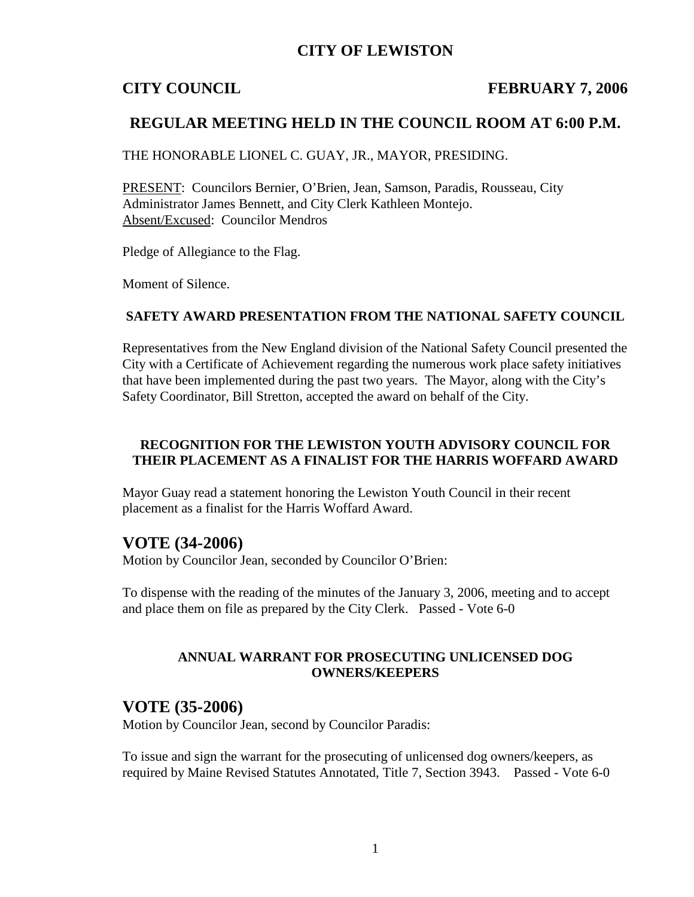# CITY OF LEWISTON

**CITY COUNCIL** **FEBRUARY 7, 2006**

## REGULAR MEETING HELD IN THE COUNCIL ROOM AT 6:00 P.M.

THE HONORABLE LIONEL C. GUAY, JR., MAYOR, PRESIDING.

PRESENT: Councilors Bernier, O'Brien, Jean, Samson, Paradis, Rousseau, City Administrator James Bennett, and City Clerk Kathleen Montejo.
Absent/Excused: Councilor Mendros

Pledge of Allegiance to the Flag.

Moment of Silence.

### SAFETY AWARD PRESENTATION FROM THE NATIONAL SAFETY COUNCIL

Representatives from the New England division of the National Safety Council presented the City with a Certificate of Achievement regarding the numerous work place safety initiatives that have been implemented during the past two years. The Mayor, along with the City's Safety Coordinator, Bill Stretton, accepted the award on behalf of the City.

### RECOGNITION FOR THE LEWISTON YOUTH ADVISORY COUNCIL FOR THEIR PLACEMENT AS A FINALIST FOR THE HARRIS WOFFARD AWARD

Mayor Guay read a statement honoring the Lewiston Youth Council in their recent placement as a finalist for the Harris Woffard Award.

## VOTE (34-2006)

Motion by Councilor Jean, seconded by Councilor O'Brien:

To dispense with the reading of the minutes of the January 3, 2006, meeting and to accept and place them on file as prepared by the City Clerk. Passed - Vote 6-0

### ANNUAL WARRANT FOR PROSECUTING UNLICENSED DOG OWNERS/KEEPERS

## VOTE (35-2006)

Motion by Councilor Jean, second by Councilor Paradis:

To issue and sign the warrant for the prosecuting of unlicensed dog owners/keepers, as required by Maine Revised Statutes Annotated, Title 7, Section 3943. Passed - Vote 6-0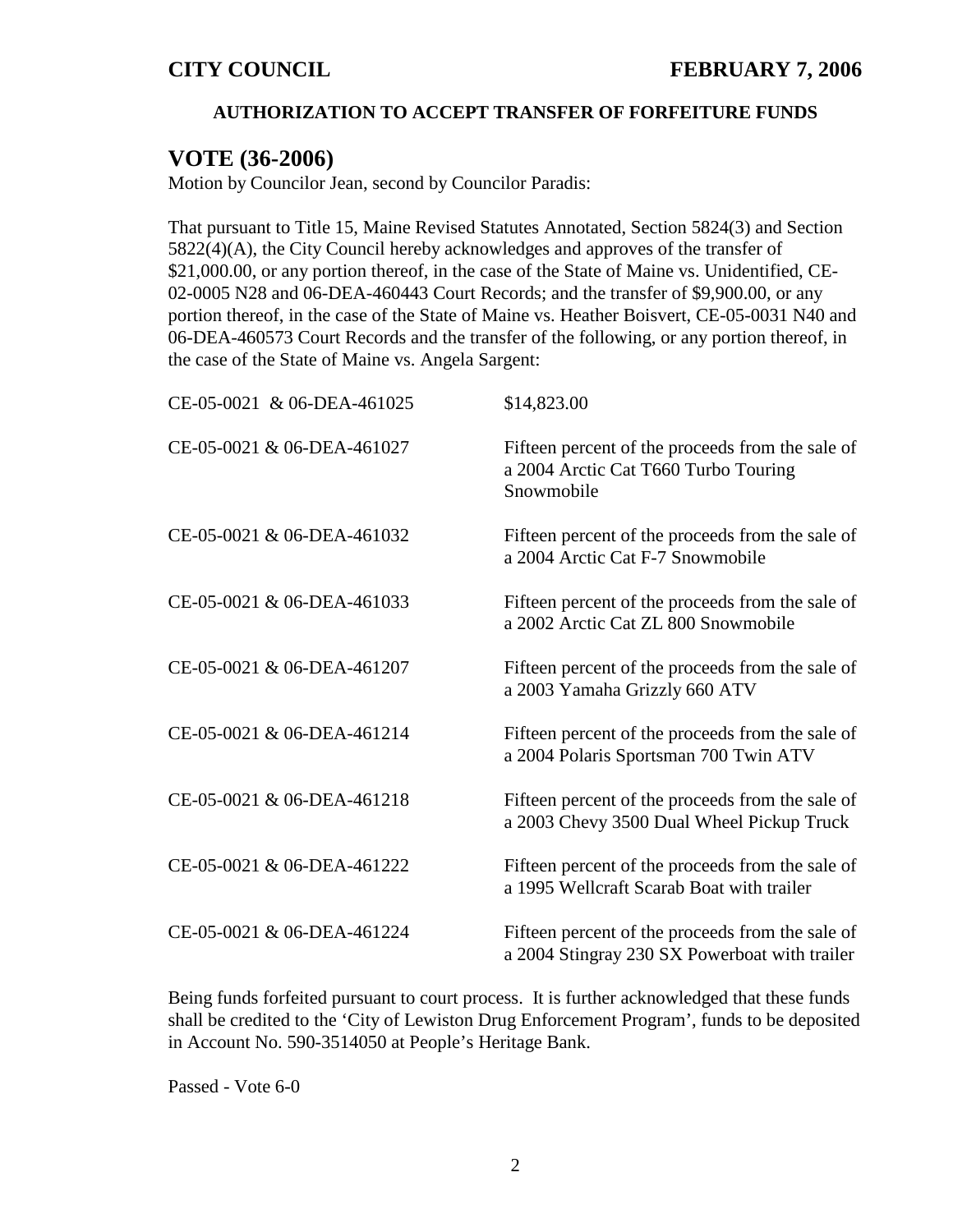**CITY COUNCIL** **FEBRUARY 7, 2006**

**AUTHORIZATION TO ACCEPT TRANSFER OF FORFEITURE FUNDS**

## VOTE (36-2006)

Motion by Councilor Jean, second by Councilor Paradis:

That pursuant to Title 15, Maine Revised Statutes Annotated, Section 5824(3) and Section 5822(4)(A), the City Council hereby acknowledges and approves of the transfer of $21,000.00, or any portion thereof, in the case of the State of Maine vs. Unidentified, CE-02-0005 N28 and 06-DEA-460443 Court Records; and the transfer of $9,900.00, or any portion thereof, in the case of the State of Maine vs. Heather Boisvert, CE-05-0031 N40 and 06-DEA-460573 Court Records and the transfer of the following, or any portion thereof, in the case of the State of Maine vs. Angela Sargent:

| | |
|---|---|
| CE-05-0021 & 06-DEA-461025 | $14,823.00 |
| CE-05-0021 & 06-DEA-461027 | Fifteen percent of the proceeds from the sale of a 2004 Arctic Cat T660 Turbo Touring Snowmobile |
| CE-05-0021 & 06-DEA-461032 | Fifteen percent of the proceeds from the sale of a 2004 Arctic Cat F-7 Snowmobile |
| CE-05-0021 & 06-DEA-461033 | Fifteen percent of the proceeds from the sale of a 2002 Arctic Cat ZL 800 Snowmobile |
| CE-05-0021 & 06-DEA-461207 | Fifteen percent of the proceeds from the sale of a 2003 Yamaha Grizzly 660 ATV |
| CE-05-0021 & 06-DEA-461214 | Fifteen percent of the proceeds from the sale of a 2004 Polaris Sportsman 700 Twin ATV |
| CE-05-0021 & 06-DEA-461218 | Fifteen percent of the proceeds from the sale of a 2003 Chevy 3500 Dual Wheel Pickup Truck |
| CE-05-0021 & 06-DEA-461222 | Fifteen percent of the proceeds from the sale of a 1995 Wellcraft Scarab Boat with trailer |
| CE-05-0021 & 06-DEA-461224 | Fifteen percent of the proceeds from the sale of a 2004 Stingray 230 SX Powerboat with trailer |

Being funds forfeited pursuant to court process. It is further acknowledged that these funds shall be credited to the 'City of Lewiston Drug Enforcement Program', funds to be deposited in Account No. 590-3514050 at People's Heritage Bank.

Passed - Vote 6-0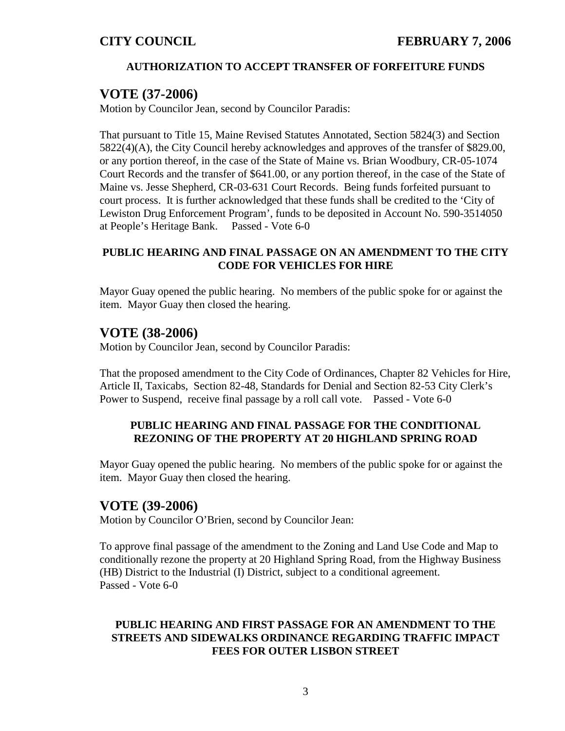**AUTHORIZATION TO ACCEPT TRANSFER OF FORFEITURE FUNDS**

## VOTE (37-2006)

Motion by Councilor Jean, second by Councilor Paradis:

That pursuant to Title 15, Maine Revised Statutes Annotated, Section 5824(3) and Section 5822(4)(A), the City Council hereby acknowledges and approves of the transfer of $829.00, or any portion thereof, in the case of the State of Maine vs. Brian Woodbury, CR-05-1074 Court Records and the transfer of $641.00, or any portion thereof, in the case of the State of Maine vs. Jesse Shepherd, CR-03-631 Court Records. Being funds forfeited pursuant to court process. It is further acknowledged that these funds shall be credited to the 'City of Lewiston Drug Enforcement Program', funds to be deposited in Account No. 590-3514050 at People's Heritage Bank. Passed - Vote 6-0

**PUBLIC HEARING AND FINAL PASSAGE ON AN AMENDMENT TO THE CITY CODE FOR VEHICLES FOR HIRE**

Mayor Guay opened the public hearing. No members of the public spoke for or against the item. Mayor Guay then closed the hearing.

## VOTE (38-2006)

Motion by Councilor Jean, second by Councilor Paradis:

That the proposed amendment to the City Code of Ordinances, Chapter 82 Vehicles for Hire, Article II, Taxicabs, Section 82-48, Standards for Denial and Section 82-53 City Clerk's Power to Suspend, receive final passage by a roll call vote. Passed - Vote 6-0

**PUBLIC HEARING AND FINAL PASSAGE FOR THE CONDITIONAL REZONING OF THE PROPERTY AT 20 HIGHLAND SPRING ROAD**

Mayor Guay opened the public hearing. No members of the public spoke for or against the item. Mayor Guay then closed the hearing.

## VOTE (39-2006)

Motion by Councilor O'Brien, second by Councilor Jean:

To approve final passage of the amendment to the Zoning and Land Use Code and Map to conditionally rezone the property at 20 Highland Spring Road, from the Highway Business (HB) District to the Industrial (I) District, subject to a conditional agreement.
Passed - Vote 6-0

**PUBLIC HEARING AND FIRST PASSAGE FOR AN AMENDMENT TO THE STREETS AND SIDEWALKS ORDINANCE REGARDING TRAFFIC IMPACT FEES FOR OUTER LISBON STREET**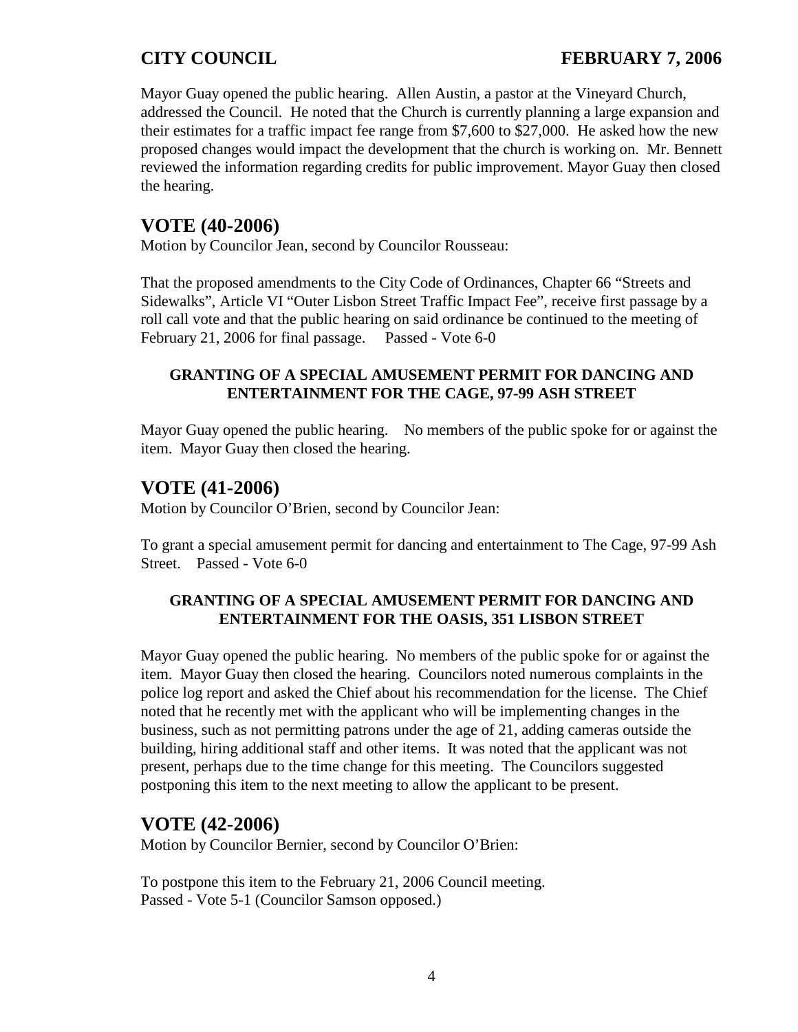Mayor Guay opened the public hearing. Allen Austin, a pastor at the Vineyard Church, addressed the Council. He noted that the Church is currently planning a large expansion and their estimates for a traffic impact fee range from $7,600 to $27,000. He asked how the new proposed changes would impact the development that the church is working on. Mr. Bennett reviewed the information regarding credits for public improvement. Mayor Guay then closed the hearing.

## VOTE (40-2006)

Motion by Councilor Jean, second by Councilor Rousseau:

That the proposed amendments to the City Code of Ordinances, Chapter 66 "Streets and Sidewalks", Article VI "Outer Lisbon Street Traffic Impact Fee", receive first passage by a roll call vote and that the public hearing on said ordinance be continued to the meeting of February 21, 2006 for final passage. Passed - Vote 6-0

### GRANTING OF A SPECIAL AMUSEMENT PERMIT FOR DANCING AND ENTERTAINMENT FOR THE CAGE, 97-99 ASH STREET

Mayor Guay opened the public hearing. No members of the public spoke for or against the item. Mayor Guay then closed the hearing.

## VOTE (41-2006)

Motion by Councilor O'Brien, second by Councilor Jean:

To grant a special amusement permit for dancing and entertainment to The Cage, 97-99 Ash Street. Passed - Vote 6-0

### GRANTING OF A SPECIAL AMUSEMENT PERMIT FOR DANCING AND ENTERTAINMENT FOR THE OASIS, 351 LISBON STREET

Mayor Guay opened the public hearing. No members of the public spoke for or against the item. Mayor Guay then closed the hearing. Councilors noted numerous complaints in the police log report and asked the Chief about his recommendation for the license. The Chief noted that he recently met with the applicant who will be implementing changes in the business, such as not permitting patrons under the age of 21, adding cameras outside the building, hiring additional staff and other items. It was noted that the applicant was not present, perhaps due to the time change for this meeting. The Councilors suggested postponing this item to the next meeting to allow the applicant to be present.

## VOTE (42-2006)

Motion by Councilor Bernier, second by Councilor O'Brien:

To postpone this item to the February 21, 2006 Council meeting.
Passed - Vote 5-1 (Councilor Samson opposed.)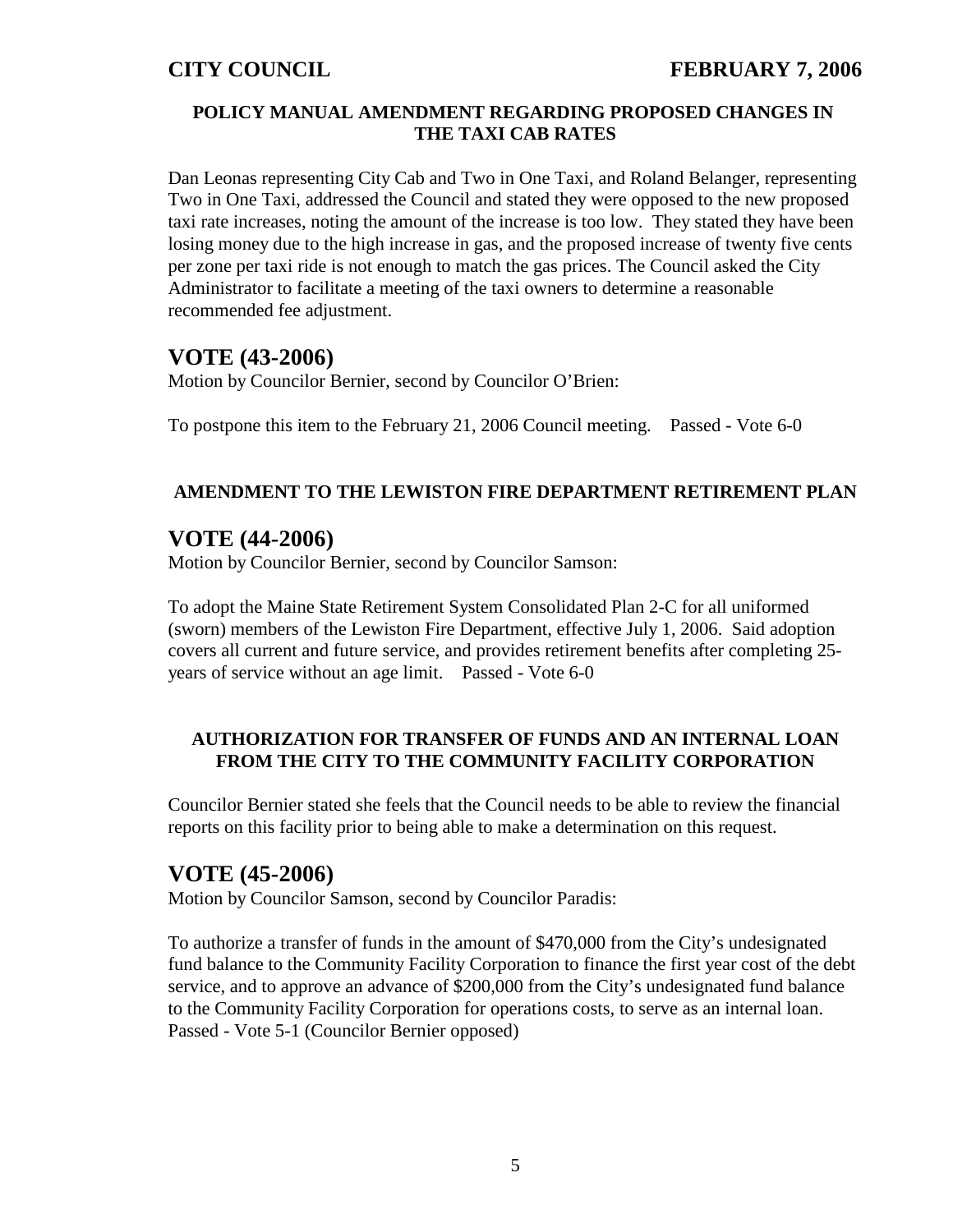### POLICY MANUAL AMENDMENT REGARDING PROPOSED CHANGES IN THE TAXI CAB RATES

Dan Leonas representing City Cab and Two in One Taxi, and Roland Belanger, representing Two in One Taxi, addressed the Council and stated they were opposed to the new proposed taxi rate increases, noting the amount of the increase is too low. They stated they have been losing money due to the high increase in gas, and the proposed increase of twenty five cents per zone per taxi ride is not enough to match the gas prices. The Council asked the City Administrator to facilitate a meeting of the taxi owners to determine a reasonable recommended fee adjustment.

## VOTE (43-2006)

Motion by Councilor Bernier, second by Councilor O'Brien:

To postpone this item to the February 21, 2006 Council meeting. Passed - Vote 6-0

### AMENDMENT TO THE LEWISTON FIRE DEPARTMENT RETIREMENT PLAN

## VOTE (44-2006)

Motion by Councilor Bernier, second by Councilor Samson:

To adopt the Maine State Retirement System Consolidated Plan 2-C for all uniformed (sworn) members of the Lewiston Fire Department, effective July 1, 2006. Said adoption covers all current and future service, and provides retirement benefits after completing 25-years of service without an age limit. Passed - Vote 6-0

### AUTHORIZATION FOR TRANSFER OF FUNDS AND AN INTERNAL LOAN FROM THE CITY TO THE COMMUNITY FACILITY CORPORATION

Councilor Bernier stated she feels that the Council needs to be able to review the financial reports on this facility prior to being able to make a determination on this request.

## VOTE (45-2006)

Motion by Councilor Samson, second by Councilor Paradis:

To authorize a transfer of funds in the amount of $470,000 from the City's undesignated fund balance to the Community Facility Corporation to finance the first year cost of the debt service, and to approve an advance of $200,000 from the City's undesignated fund balance to the Community Facility Corporation for operations costs, to serve as an internal loan. Passed - Vote 5-1 (Councilor Bernier opposed)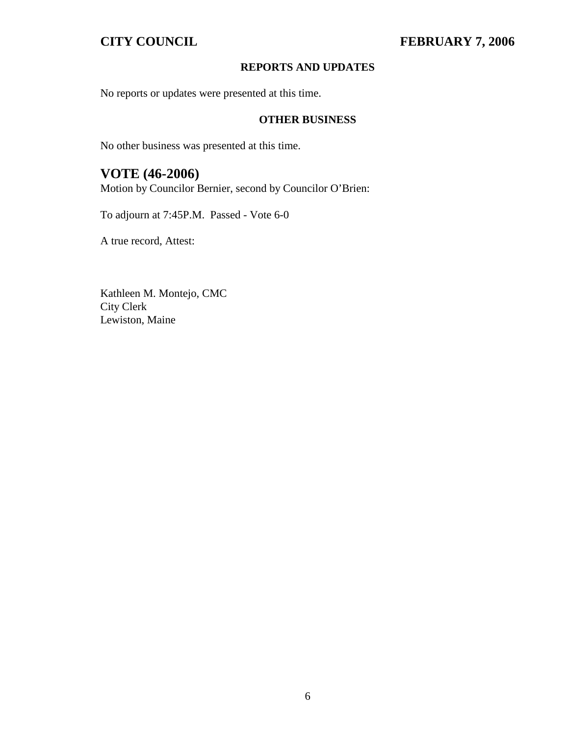### REPORTS AND UPDATES

No reports or updates were presented at this time.

### OTHER BUSINESS

No other business was presented at this time.

## VOTE (46-2006)

Motion by Councilor Bernier, second by Councilor O'Brien:

To adjourn at 7:45P.M. Passed - Vote 6-0

A true record, Attest:

Kathleen M. Montejo, CMC
City Clerk
Lewiston, Maine